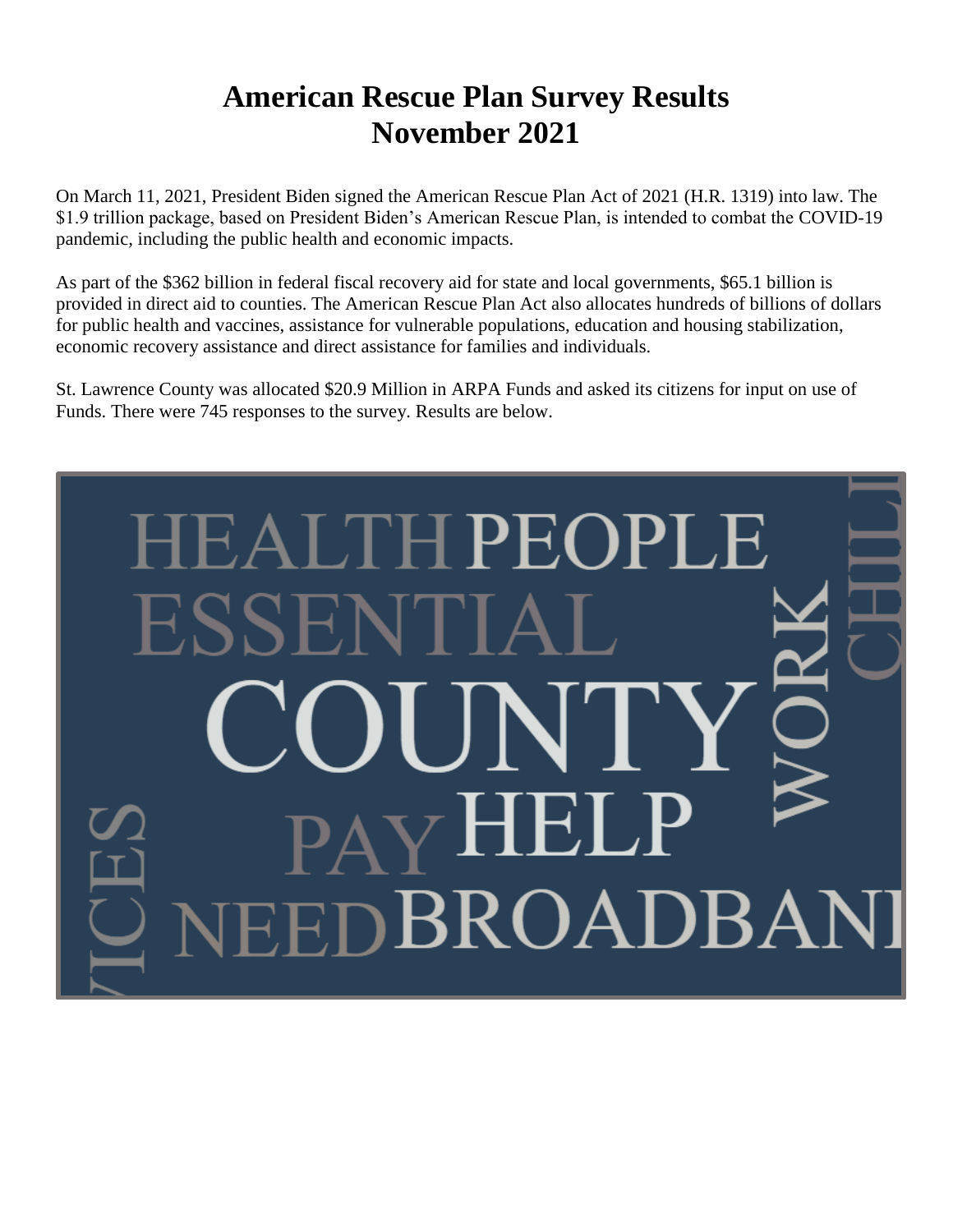# American Rescue Plan Survey Results
# November 2021

On March 11, 2021, President Biden signed the American Rescue Plan Act of 2021 (H.R. 1319) into law. The $1.9 trillion package, based on President Biden's American Rescue Plan, is intended to combat the COVID-19 pandemic, including the public health and economic impacts.

As part of the $362 billion in federal fiscal recovery aid for state and local governments, $65.1 billion is provided in direct aid to counties. The American Rescue Plan Act also allocates hundreds of billions of dollars for public health and vaccines, assistance for vulnerable populations, education and housing stabilization, economic recovery assistance and direct assistance for families and individuals.

St. Lawrence County was allocated $20.9 Million in ARPA Funds and asked its citizens for input on use of Funds. There were 745 responses to the survey. Results are below.

HEALTH PEOPLE ESSENTIAL COUNTY WORK CHILD PAY HELP VICES NEED BROADBAND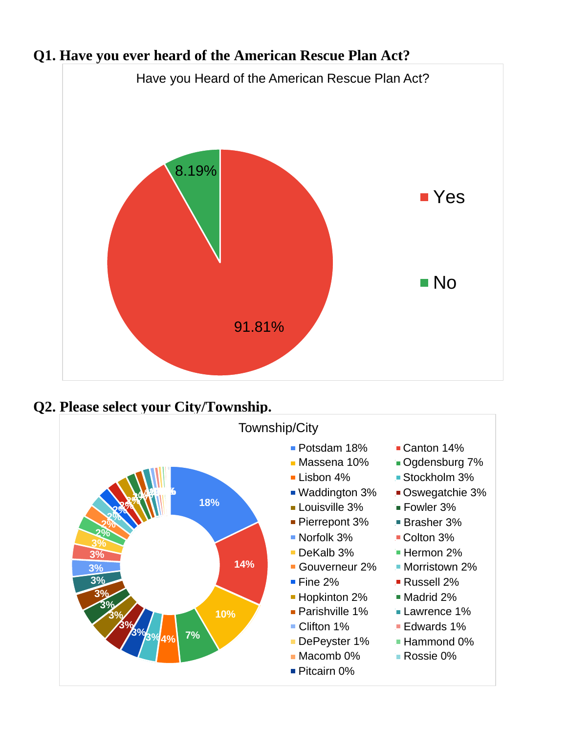## Q1. Have you ever heard of the American Rescue Plan Act?

Have you Heard of the American Rescue Plan Act?

| Response | Percentage |
|---|---|
| Yes | 91.81% |
| No | 8.19% |

## Q2. Please select your City/Township.

Township/City

| City/Township | Percentage |
|---|---|
| Potsdam | 18% |
| Canton | 14% |
| Massena | 10% |
| Ogdensburg | 7% |
| Lisbon | 4% |
| Stockholm | 3% |
| Waddington | 3% |
| Oswegatchie | 3% |
| Louisville | 3% |
| Fowler | 3% |
| Pierrepont | 3% |
| Brasher | 3% |
| Norfolk | 3% |
| Colton | 3% |
| DeKalb | 3% |
| Hermon | 2% |
| Gouverneur | 2% |
| Morristown | 2% |
| Fine | 2% |
| Russell | 2% |
| Hopkinton | 2% |
| Madrid | 2% |
| Parishville | 1% |
| Lawrence | 1% |
| Clifton | 1% |
| Edwards | 1% |
| DePeyster | 1% |
| Hammond | 0% |
| Macomb | 0% |
| Rossie | 0% |
| Pitcairn | 0% |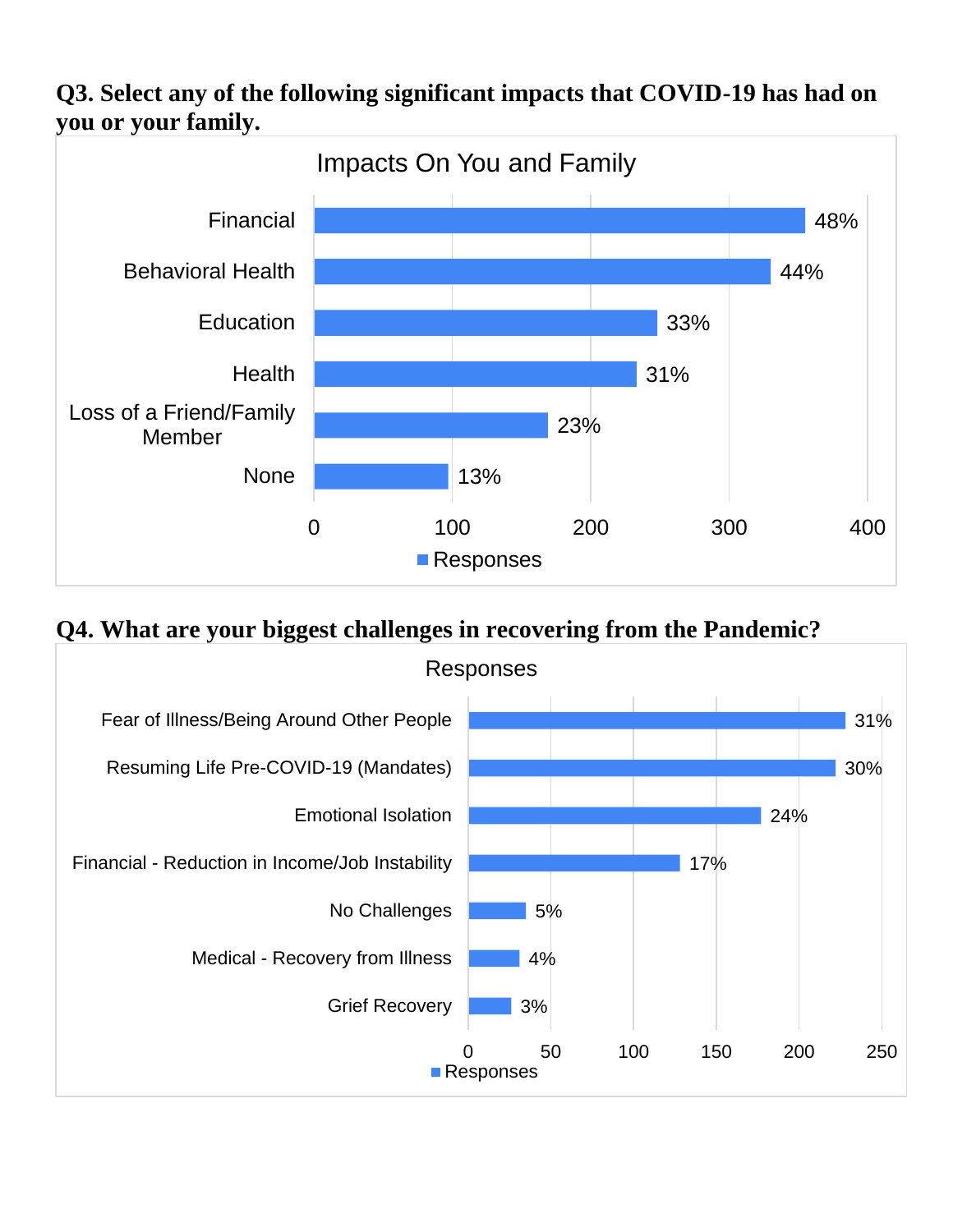**Q3. Select any of the following significant impacts that COVID-19 has had on you or your family.**

Impacts On You and Family

| Impact | Responses |
|---|---|
| Financial | 48% |
| Behavioral Health | 44% |
| Education | 33% |
| Health | 31% |
| Loss of a Friend/Family Member | 23% |
| None | 13% |

**Q4. What are your biggest challenges in recovering from the Pandemic?**

Responses

| Challenge | Responses |
|---|---|
| Fear of Illness/Being Around Other People | 31% |
| Resuming Life Pre-COVID-19 (Mandates) | 30% |
| Emotional Isolation | 24% |
| Financial - Reduction in Income/Job Instability | 17% |
| No Challenges | 5% |
| Medical - Recovery from Illness | 4% |
| Grief Recovery | 3% |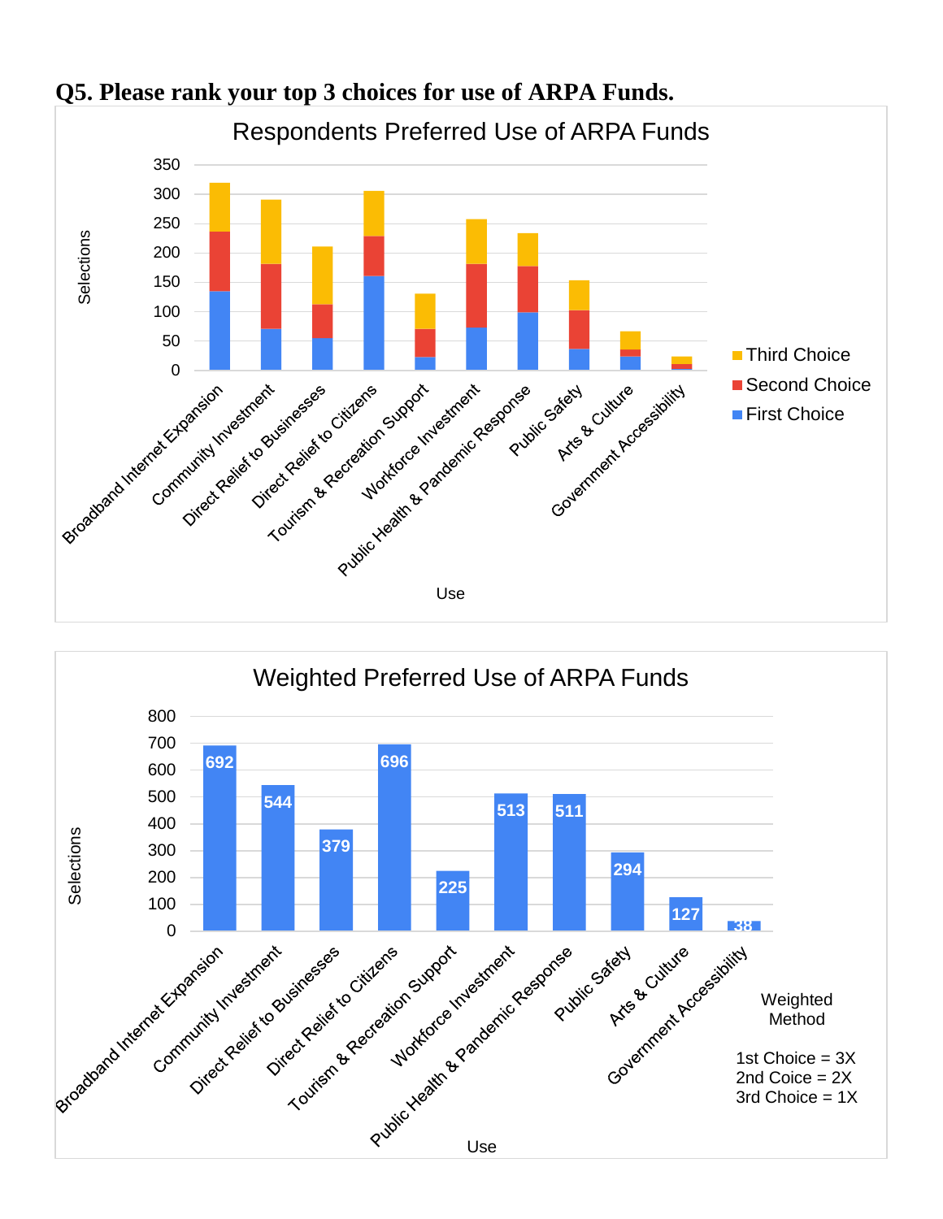### Q5. Please rank your top 3 choices for use of ARPA Funds.

**Respondents Preferred Use of ARPA Funds**

Selections (y-axis: 0–350); Use (x-axis)

Legend: Third Choice, Second Choice, First Choice

Categories: Broadband Internet Expansion, Community Investment, Direct Relief to Businesses, Direct Relief to Citizens, Tourism & Recreation Support, Workforce Investment, Public Health & Pandemic Response, Public Safety, Arts & Culture, Government Accessibility

**Weighted Preferred Use of ARPA Funds**

| Use | Selections |
|---|---|
| Broadband Internet Expansion | 692 |
| Community Investment | 544 |
| Direct Relief to Businesses | 379 |
| Direct Relief to Citizens | 696 |
| Tourism & Recreation Support | 225 |
| Workforce Investment | 513 |
| Public Health & Pandemic Response | 511 |
| Public Safety | 294 |
| Arts & Culture | 127 |
| Government Accessibility | 38 |

Weighted Method

1st Choice = 3X
2nd Coice = 2X
3rd Choice = 1X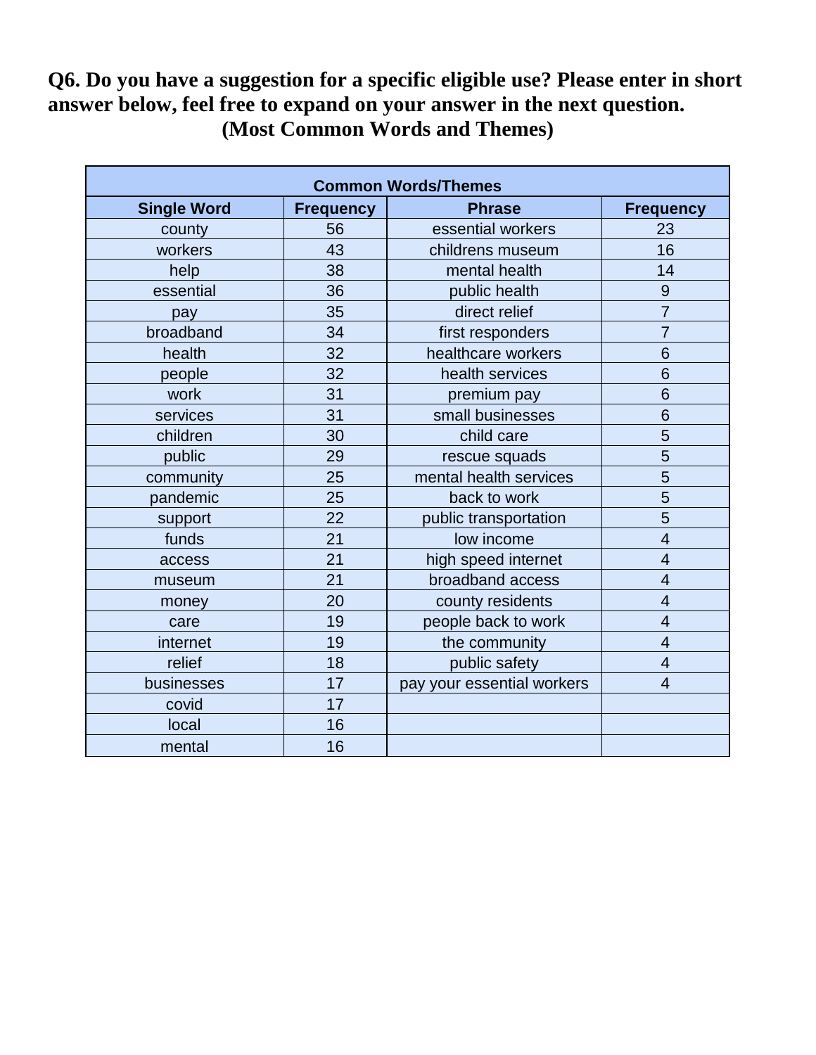**Q6. Do you have a suggestion for a specific eligible use? Please enter in short answer below, feel free to expand on your answer in the next question.**

**(Most Common Words and Themes)**

| Common Words/Themes | | | |
|---|---|---|---|
| **Single Word** | **Frequency** | **Phrase** | **Frequency** |
| county | 56 | essential workers | 23 |
| workers | 43 | childrens museum | 16 |
| help | 38 | mental health | 14 |
| essential | 36 | public health | 9 |
| pay | 35 | direct relief | 7 |
| broadband | 34 | first responders | 7 |
| health | 32 | healthcare workers | 6 |
| people | 32 | health services | 6 |
| work | 31 | premium pay | 6 |
| services | 31 | small businesses | 6 |
| children | 30 | child care | 5 |
| public | 29 | rescue squads | 5 |
| community | 25 | mental health services | 5 |
| pandemic | 25 | back to work | 5 |
| support | 22 | public transportation | 5 |
| funds | 21 | low income | 4 |
| access | 21 | high speed internet | 4 |
| museum | 21 | broadband access | 4 |
| money | 20 | county residents | 4 |
| care | 19 | people back to work | 4 |
| internet | 19 | the community | 4 |
| relief | 18 | public safety | 4 |
| businesses | 17 | pay your essential workers | 4 |
| covid | 17 | | |
| local | 16 | | |
| mental | 16 | | |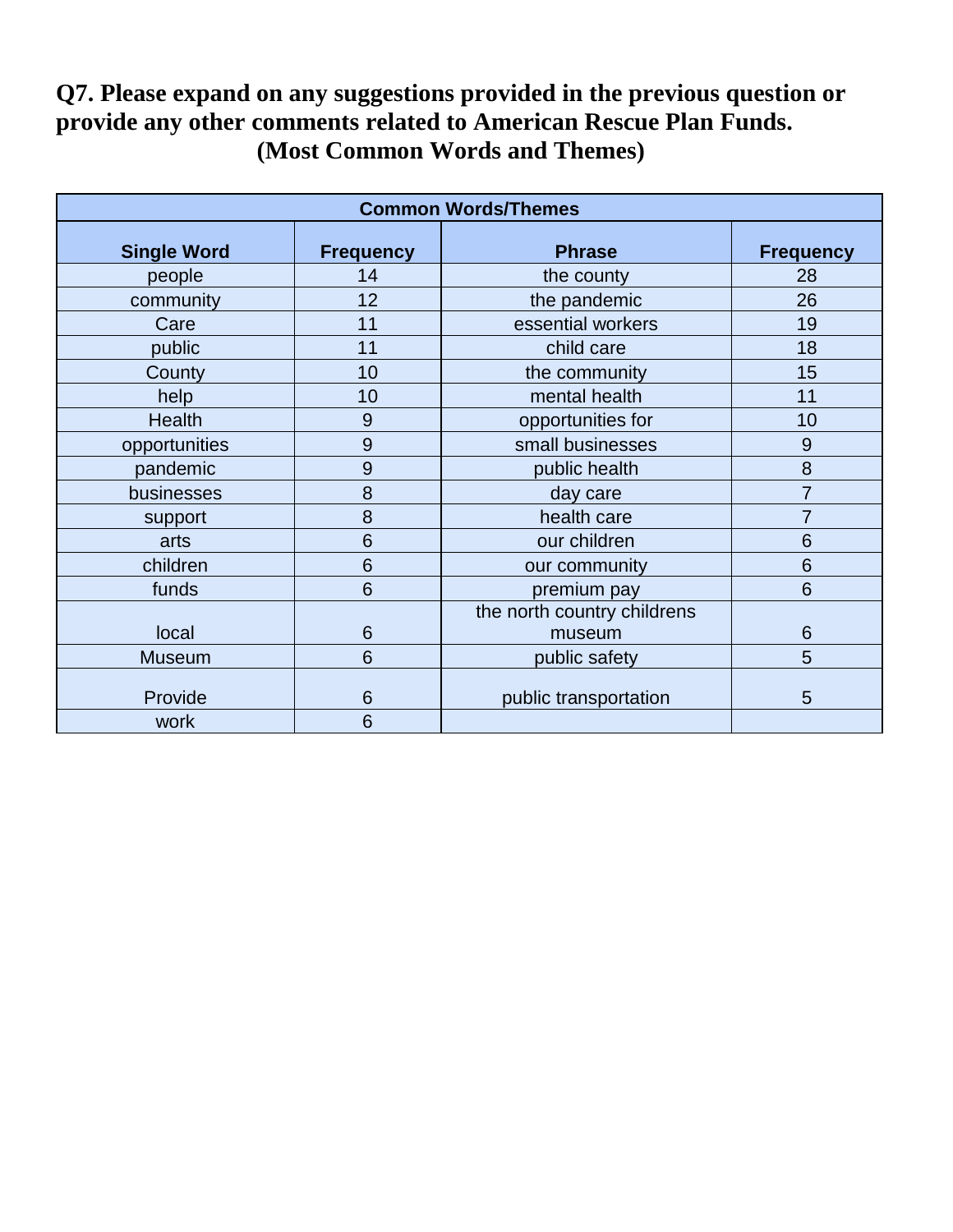**Q7. Please expand on any suggestions provided in the previous question or provide any other comments related to American Rescue Plan Funds. (Most Common Words and Themes)**

| Common Words/Themes | | | |
|---|---|---|---|
| **Single Word** | **Frequency** | **Phrase** | **Frequency** |
| people | 14 | the county | 28 |
| community | 12 | the pandemic | 26 |
| Care | 11 | essential workers | 19 |
| public | 11 | child care | 18 |
| County | 10 | the community | 15 |
| help | 10 | mental health | 11 |
| Health | 9 | opportunities for | 10 |
| opportunities | 9 | small businesses | 9 |
| pandemic | 9 | public health | 8 |
| businesses | 8 | day care | 7 |
| support | 8 | health care | 7 |
| arts | 6 | our children | 6 |
| children | 6 | our community | 6 |
| funds | 6 | premium pay | 6 |
| local | 6 | the north country childrens museum | 6 |
| Museum | 6 | public safety | 5 |
| Provide | 6 | public transportation | 5 |
| work | 6 | | |